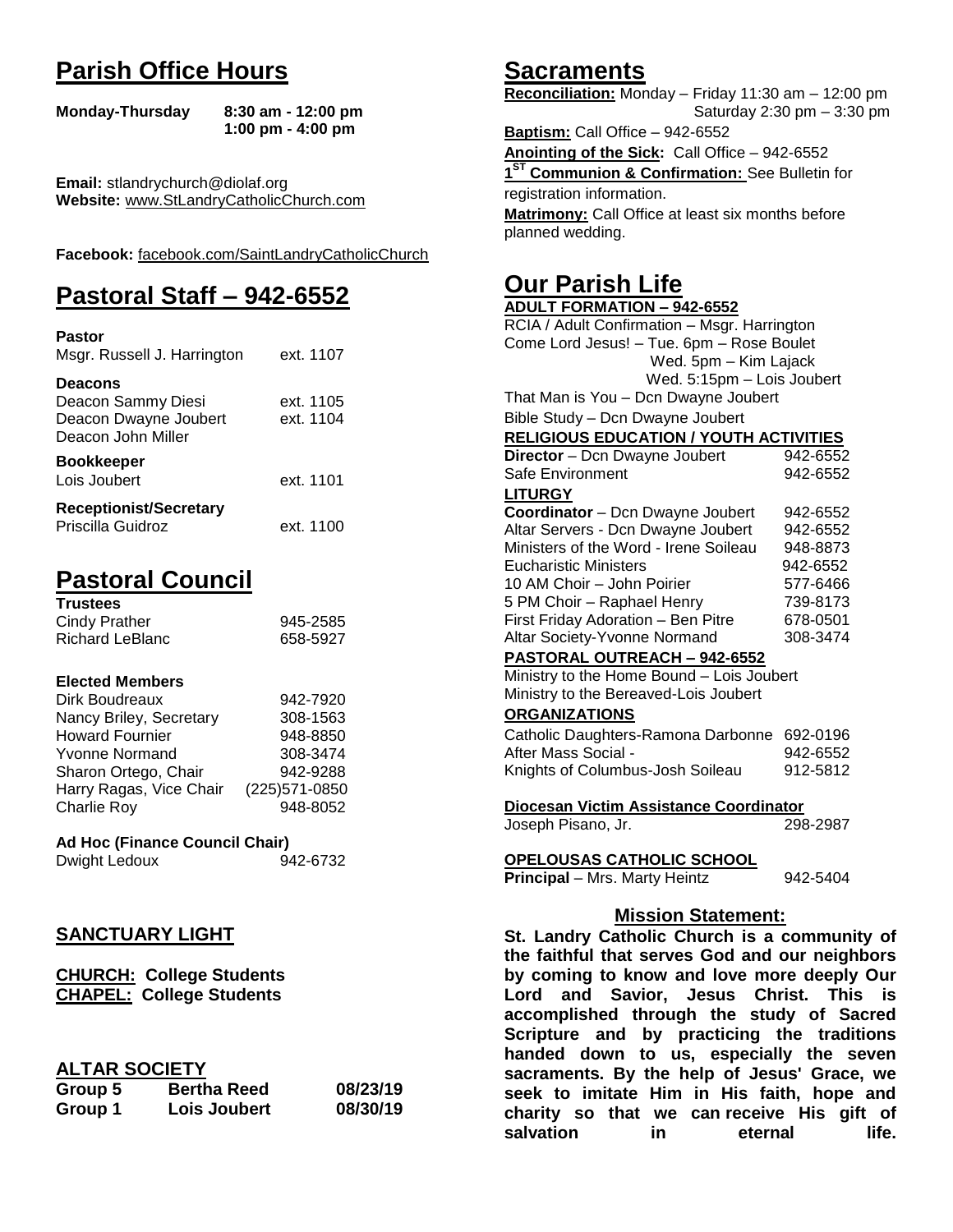# Parish Office Hours

**Monday-Thursday** **8:30 am - 12:00 pm**
**1:00 pm - 4:00 pm**

**Email:** stlandrychurch@diolaf.org
**Website:** www.StLandryCatholicChurch.com

**Facebook:** facebook.com/SaintLandryCatholicChurch

# Pastoral Staff – 942-6552

**Pastor**
Msgr. Russell J. Harrington ext. 1107

**Deacons**
Deacon Sammy Diesi ext. 1105
Deacon Dwayne Joubert ext. 1104
Deacon John Miller

**Bookkeeper**
Lois Joubert ext. 1101

**Receptionist/Secretary**
Priscilla Guidroz ext. 1100

# Pastoral Council

**Trustees**

| | |
|---|---|
| Cindy Prather | 945-2585 |
| Richard LeBlanc | 658-5927 |

**Elected Members**

| | |
|---|---|
| Dirk Boudreaux | 942-7920 |
| Nancy Briley, Secretary | 308-1563 |
| Howard Fournier | 948-8850 |
| Yvonne Normand | 308-3474 |
| Sharon Ortego, Chair | 942-9288 |
| Harry Ragas, Vice Chair | (225)571-0850 |
| Charlie Roy | 948-8052 |

**Ad Hoc (Finance Council Chair)**
Dwight Ledoux 942-6732

## SANCTUARY LIGHT

**CHURCH: College Students**
**CHAPEL: College Students**

## ALTAR SOCIETY

| | | |
|---|---|---|
| **Group 5** | **Bertha Reed** | **08/23/19** |
| **Group 1** | **Lois Joubert** | **08/30/19** |

# Sacraments

**Reconciliation:** Monday – Friday 11:30 am – 12:00 pm
Saturday 2:30 pm – 3:30 pm

**Baptism:** Call Office – 942-6552

**Anointing of the Sick:** Call Office – 942-6552

**1ST Communion & Confirmation:** See Bulletin for registration information.

**Matrimony:** Call Office at least six months before planned wedding.

# Our Parish Life

**ADULT FORMATION – 942-6552**

RCIA / Adult Confirmation – Msgr. Harrington
Come Lord Jesus! – Tue. 6pm – Rose Boulet
Wed. 5pm – Kim Lajack
Wed. 5:15pm – Lois Joubert
That Man is You – Dcn Dwayne Joubert
Bible Study – Dcn Dwayne Joubert

**RELIGIOUS EDUCATION / YOUTH ACTIVITIES**

| | |
|---|---|
| **Director** – Dcn Dwayne Joubert | 942-6552 |
| Safe Environment | 942-6552 |

**LITURGY**

| | |
|---|---|
| **Coordinator** – Dcn Dwayne Joubert | 942-6552 |
| Altar Servers - Dcn Dwayne Joubert | 942-6552 |
| Ministers of the Word - Irene Soileau | 948-8873 |
| Eucharistic Ministers | 942-6552 |
| 10 AM Choir – John Poirier | 577-6466 |
| 5 PM Choir – Raphael Henry | 739-8173 |
| First Friday Adoration – Ben Pitre | 678-0501 |
| Altar Society-Yvonne Normand | 308-3474 |

**PASTORAL OUTREACH – 942-6552**

Ministry to the Home Bound – Lois Joubert
Ministry to the Bereaved-Lois Joubert

**ORGANIZATIONS**

| | |
|---|---|
| Catholic Daughters-Ramona Darbonne | 692-0196 |
| After Mass Social - | 942-6552 |
| Knights of Columbus-Josh Soileau | 912-5812 |

**Diocesan Victim Assistance Coordinator**
Joseph Pisano, Jr. 298-2987

**OPELOUSAS CATHOLIC SCHOOL**
**Principal** – Mrs. Marty Heintz 942-5404

## Mission Statement:

**St. Landry Catholic Church is a community of the faithful that serves God and our neighbors by coming to know and love more deeply Our Lord and Savior, Jesus Christ. This is accomplished through the study of Sacred Scripture and by practicing the traditions handed down to us, especially the seven sacraments. By the help of Jesus' Grace, we seek to imitate Him in His faith, hope and charity so that we can receive His gift of salvation in eternal life.**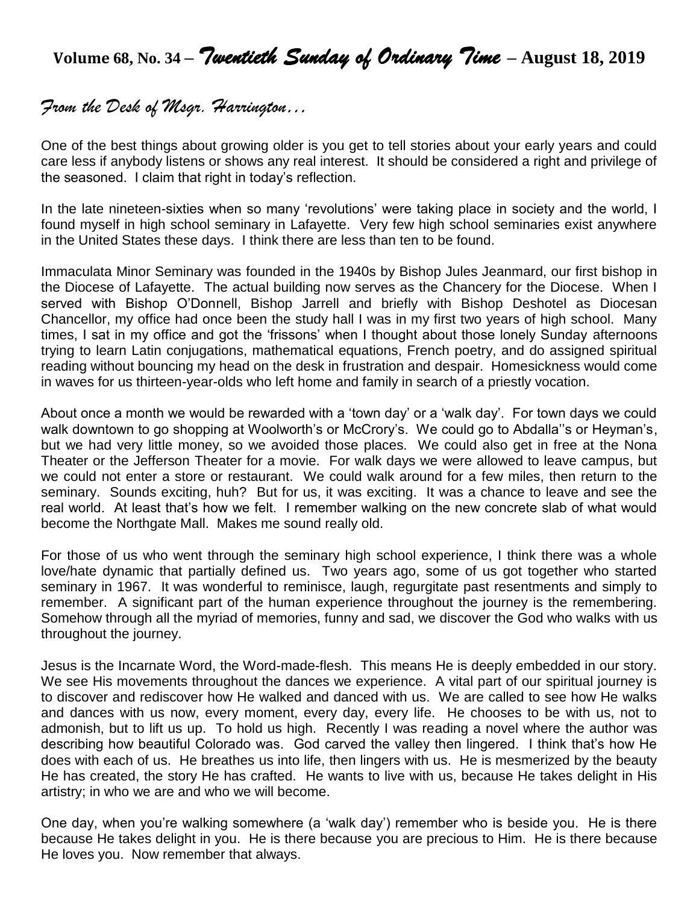# Volume 68, No. 34 – *Twentieth Sunday of Ordinary Time* – August 18, 2019

## *From the Desk of Msgr. Harrington…*

One of the best things about growing older is you get to tell stories about your early years and could care less if anybody listens or shows any real interest. It should be considered a right and privilege of the seasoned. I claim that right in today's reflection.

In the late nineteen-sixties when so many 'revolutions' were taking place in society and the world, I found myself in high school seminary in Lafayette. Very few high school seminaries exist anywhere in the United States these days. I think there are less than ten to be found.

Immaculata Minor Seminary was founded in the 1940s by Bishop Jules Jeanmard, our first bishop in the Diocese of Lafayette. The actual building now serves as the Chancery for the Diocese. When I served with Bishop O'Donnell, Bishop Jarrell and briefly with Bishop Deshotel as Diocesan Chancellor, my office had once been the study hall I was in my first two years of high school. Many times, I sat in my office and got the 'frissons' when I thought about those lonely Sunday afternoons trying to learn Latin conjugations, mathematical equations, French poetry, and do assigned spiritual reading without bouncing my head on the desk in frustration and despair. Homesickness would come in waves for us thirteen-year-olds who left home and family in search of a priestly vocation.

About once a month we would be rewarded with a 'town day' or a 'walk day'. For town days we could walk downtown to go shopping at Woolworth's or McCrory's. We could go to Abdalla''s or Heyman's, but we had very little money, so we avoided those places. We could also get in free at the Nona Theater or the Jefferson Theater for a movie. For walk days we were allowed to leave campus, but we could not enter a store or restaurant. We could walk around for a few miles, then return to the seminary. Sounds exciting, huh? But for us, it was exciting. It was a chance to leave and see the real world. At least that's how we felt. I remember walking on the new concrete slab of what would become the Northgate Mall. Makes me sound really old.

For those of us who went through the seminary high school experience, I think there was a whole love/hate dynamic that partially defined us. Two years ago, some of us got together who started seminary in 1967. It was wonderful to reminisce, laugh, regurgitate past resentments and simply to remember. A significant part of the human experience throughout the journey is the remembering. Somehow through all the myriad of memories, funny and sad, we discover the God who walks with us throughout the journey.

Jesus is the Incarnate Word, the Word-made-flesh. This means He is deeply embedded in our story. We see His movements throughout the dances we experience. A vital part of our spiritual journey is to discover and rediscover how He walked and danced with us. We are called to see how He walks and dances with us now, every moment, every day, every life. He chooses to be with us, not to admonish, but to lift us up. To hold us high. Recently I was reading a novel where the author was describing how beautiful Colorado was. God carved the valley then lingered. I think that's how He does with each of us. He breathes us into life, then lingers with us. He is mesmerized by the beauty He has created, the story He has crafted. He wants to live with us, because He takes delight in His artistry; in who we are and who we will become.

One day, when you're walking somewhere (a 'walk day') remember who is beside you. He is there because He takes delight in you. He is there because you are precious to Him. He is there because He loves you. Now remember that always.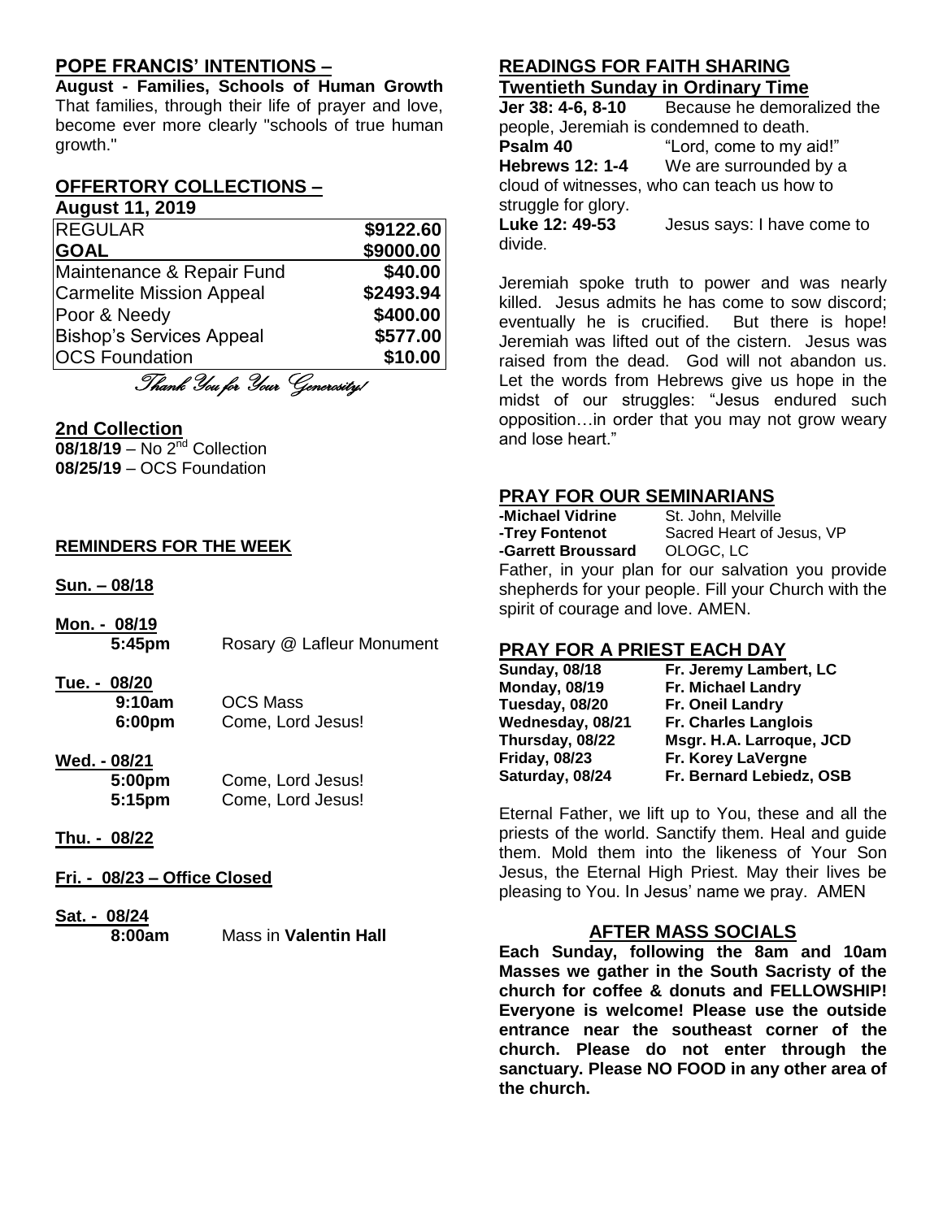## POPE FRANCIS' INTENTIONS –

**August - Families, Schools of Human Growth** That families, through their life of prayer and love, become ever more clearly "schools of true human growth."

## OFFERTORY COLLECTIONS –

**August 11, 2019**

| REGULAR | **$9122.60** |
|---|---|
| **GOAL** | **$9000.00** |
| Maintenance & Repair Fund | **$40.00** |
| Carmelite Mission Appeal | **$2493.94** |
| Poor & Needy | **$400.00** |
| Bishop's Services Appeal | **$577.00** |
| OCS Foundation | **$10.00** |

*Thank You for Your Generosity!*

## 2nd Collection

**08/18/19** – No 2nd Collection
**08/25/19** – OCS Foundation

## REMINDERS FOR THE WEEK

**Sun. – 08/18**

**Mon. - 08/19**
**5:45pm** Rosary @ Lafleur Monument

**Tue. - 08/20**
**9:10am** OCS Mass
**6:00pm** Come, Lord Jesus!

**Wed. - 08/21**
**5:00pm** Come, Lord Jesus!
**5:15pm** Come, Lord Jesus!

**Thu. - 08/22**

**Fri. - 08/23 – Office Closed**

**Sat. - 08/24**
**8:00am** Mass in **Valentin Hall**

## READINGS FOR FAITH SHARING

**Twentieth Sunday in Ordinary Time**

**Jer 38: 4-6, 8-10** Because he demoralized the people, Jeremiah is condemned to death.
**Psalm 40** "Lord, come to my aid!"
**Hebrews 12: 1-4** We are surrounded by a cloud of witnesses, who can teach us how to struggle for glory.
**Luke 12: 49-53** Jesus says: I have come to divide.

Jeremiah spoke truth to power and was nearly killed. Jesus admits he has come to sow discord; eventually he is crucified. But there is hope! Jeremiah was lifted out of the cistern. Jesus was raised from the dead. God will not abandon us. Let the words from Hebrews give us hope in the midst of our struggles: "Jesus endured such opposition…in order that you may not grow weary and lose heart."

## PRAY FOR OUR SEMINARIANS

**-Michael Vidrine** St. John, Melville
**-Trey Fontenot** Sacred Heart of Jesus, VP
**-Garrett Broussard** OLOGC, LC

Father, in your plan for our salvation you provide shepherds for your people. Fill your Church with the spirit of courage and love. AMEN.

## PRAY FOR A PRIEST EACH DAY

| | |
|---|---|
| **Sunday, 08/18** | **Fr. Jeremy Lambert, LC** |
| **Monday, 08/19** | **Fr. Michael Landry** |
| **Tuesday, 08/20** | **Fr. Oneil Landry** |
| **Wednesday, 08/21** | **Fr. Charles Langlois** |
| **Thursday, 08/22** | **Msgr. H.A. Larroque, JCD** |
| **Friday, 08/23** | **Fr. Korey LaVergne** |
| **Saturday, 08/24** | **Fr. Bernard Lebiedz, OSB** |

Eternal Father, we lift up to You, these and all the priests of the world. Sanctify them. Heal and guide them. Mold them into the likeness of Your Son Jesus, the Eternal High Priest. May their lives be pleasing to You. In Jesus' name we pray. AMEN

## AFTER MASS SOCIALS

**Each Sunday, following the 8am and 10am Masses we gather in the South Sacristy of the church for coffee & donuts and FELLOWSHIP! Everyone is welcome! Please use the outside entrance near the southeast corner of the church. Please do not enter through the sanctuary. Please NO FOOD in any other area of the church.**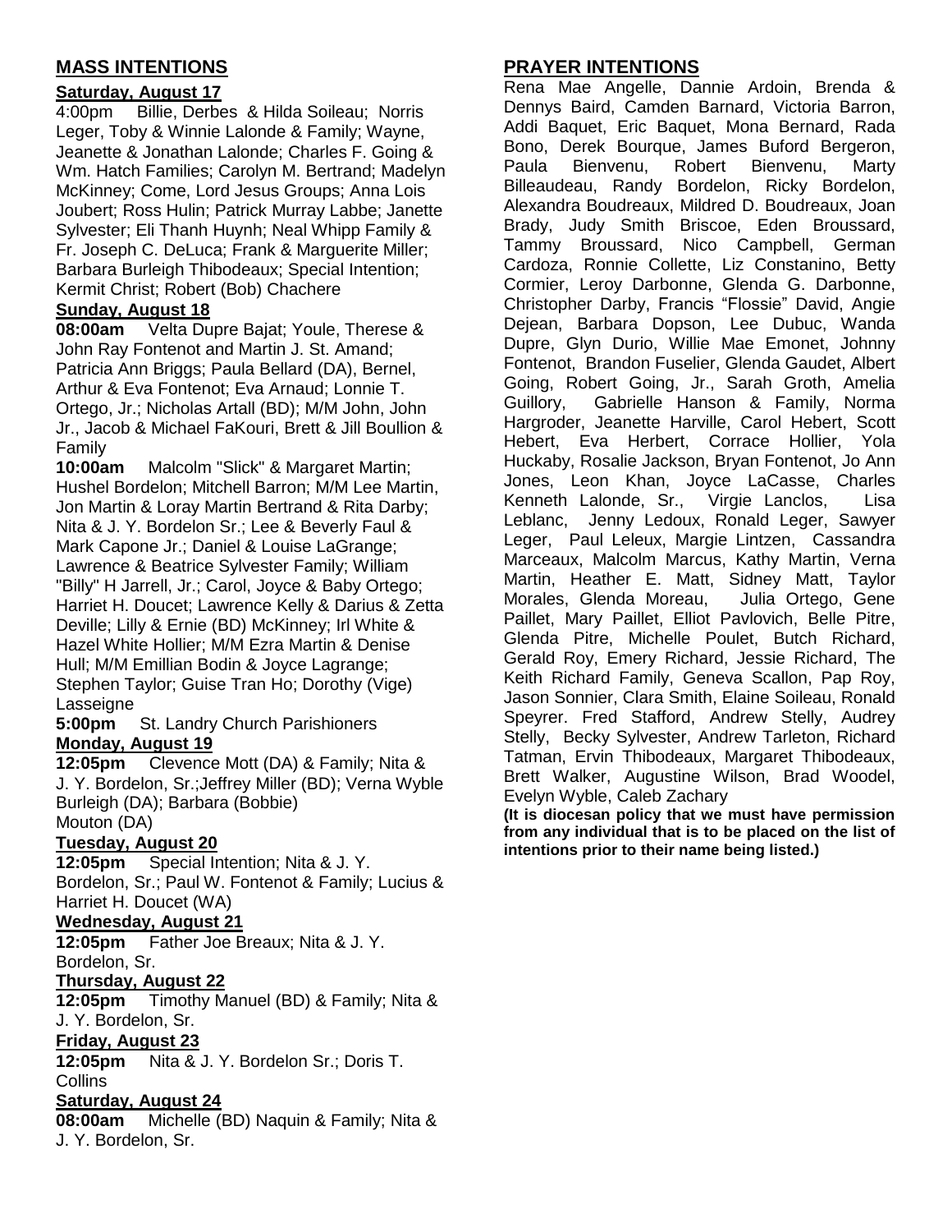## MASS INTENTIONS

**Saturday, August 17**

4:00pm Billie, Derbes & Hilda Soileau; Norris Leger, Toby & Winnie Lalonde & Family; Wayne, Jeanette & Jonathan Lalonde; Charles F. Going & Wm. Hatch Families; Carolyn M. Bertrand; Madelyn McKinney; Come, Lord Jesus Groups; Anna Lois Joubert; Ross Hulin; Patrick Murray Labbe; Janette Sylvester; Eli Thanh Huynh; Neal Whipp Family & Fr. Joseph C. DeLuca; Frank & Marguerite Miller; Barbara Burleigh Thibodeaux; Special Intention; Kermit Christ; Robert (Bob) Chachere

**Sunday, August 18**

**08:00am** Velta Dupre Bajat; Youle, Therese & John Ray Fontenot and Martin J. St. Amand; Patricia Ann Briggs; Paula Bellard (DA), Bernel, Arthur & Eva Fontenot; Eva Arnaud; Lonnie T. Ortego, Jr.; Nicholas Artall (BD); M/M John, John Jr., Jacob & Michael FaKouri, Brett & Jill Boullion & Family

**10:00am** Malcolm "Slick" & Margaret Martin; Hushel Bordelon; Mitchell Barron; M/M Lee Martin, Jon Martin & Loray Martin Bertrand & Rita Darby; Nita & J. Y. Bordelon Sr.; Lee & Beverly Faul & Mark Capone Jr.; Daniel & Louise LaGrange; Lawrence & Beatrice Sylvester Family; William "Billy" H Jarrell, Jr.; Carol, Joyce & Baby Ortego; Harriet H. Doucet; Lawrence Kelly & Darius & Zetta Deville; Lilly & Ernie (BD) McKinney; Irl White & Hazel White Hollier; M/M Ezra Martin & Denise Hull; M/M Emillian Bodin & Joyce Lagrange; Stephen Taylor; Guise Tran Ho; Dorothy (Vige) Lasseigne

**5:00pm** St. Landry Church Parishioners

**Monday, August 19**

**12:05pm** Clevence Mott (DA) & Family; Nita & J. Y. Bordelon, Sr.;Jeffrey Miller (BD); Verna Wyble Burleigh (DA); Barbara (Bobbie) Mouton (DA)

**Tuesday, August 20**

**12:05pm** Special Intention; Nita & J. Y. Bordelon, Sr.; Paul W. Fontenot & Family; Lucius & Harriet H. Doucet (WA)

**Wednesday, August 21**

**12:05pm** Father Joe Breaux; Nita & J. Y. Bordelon, Sr.

**Thursday, August 22**

**12:05pm** Timothy Manuel (BD) & Family; Nita & J. Y. Bordelon, Sr.

**Friday, August 23**

**12:05pm** Nita & J. Y. Bordelon Sr.; Doris T. Collins

**Saturday, August 24**

**08:00am** Michelle (BD) Naquin & Family; Nita & J. Y. Bordelon, Sr.

## PRAYER INTENTIONS

Rena Mae Angelle, Dannie Ardoin, Brenda & Dennys Baird, Camden Barnard, Victoria Barron, Addi Baquet, Eric Baquet, Mona Bernard, Rada Bono, Derek Bourque, James Buford Bergeron, Paula Bienvenu, Robert Bienvenu, Marty Billeaudeau, Randy Bordelon, Ricky Bordelon, Alexandra Boudreaux, Mildred D. Boudreaux, Joan Brady, Judy Smith Briscoe, Eden Broussard, Tammy Broussard, Nico Campbell, German Cardoza, Ronnie Collette, Liz Constanino, Betty Cormier, Leroy Darbonne, Glenda G. Darbonne, Christopher Darby, Francis "Flossie" David, Angie Dejean, Barbara Dopson, Lee Dubuc, Wanda Dupre, Glyn Durio, Willie Mae Emonet, Johnny Fontenot, Brandon Fuselier, Glenda Gaudet, Albert Going, Robert Going, Jr., Sarah Groth, Amelia Guillory, Gabrielle Hanson & Family, Norma Hargroder, Jeanette Harville, Carol Hebert, Scott Hebert, Eva Herbert, Corrace Hollier, Yola Huckaby, Rosalie Jackson, Bryan Fontenot, Jo Ann Jones, Leon Khan, Joyce LaCasse, Charles Kenneth Lalonde, Sr., Virgie Lanclos, Lisa Leblanc, Jenny Ledoux, Ronald Leger, Sawyer Leger, Paul Leleux, Margie Lintzen, Cassandra Marceaux, Malcolm Marcus, Kathy Martin, Verna Martin, Heather E. Matt, Sidney Matt, Taylor Morales, Glenda Moreau, Julia Ortego, Gene Paillet, Mary Paillet, Elliot Pavlovich, Belle Pitre, Glenda Pitre, Michelle Poulet, Butch Richard, Gerald Roy, Emery Richard, Jessie Richard, The Keith Richard Family, Geneva Scallon, Pap Roy, Jason Sonnier, Clara Smith, Elaine Soileau, Ronald Speyrer. Fred Stafford, Andrew Stelly, Audrey Stelly, Becky Sylvester, Andrew Tarleton, Richard Tatman, Ervin Thibodeaux, Margaret Thibodeaux, Brett Walker, Augustine Wilson, Brad Woodel, Evelyn Wyble, Caleb Zachary

**(It is diocesan policy that we must have permission from any individual that is to be placed on the list of intentions prior to their name being listed.)**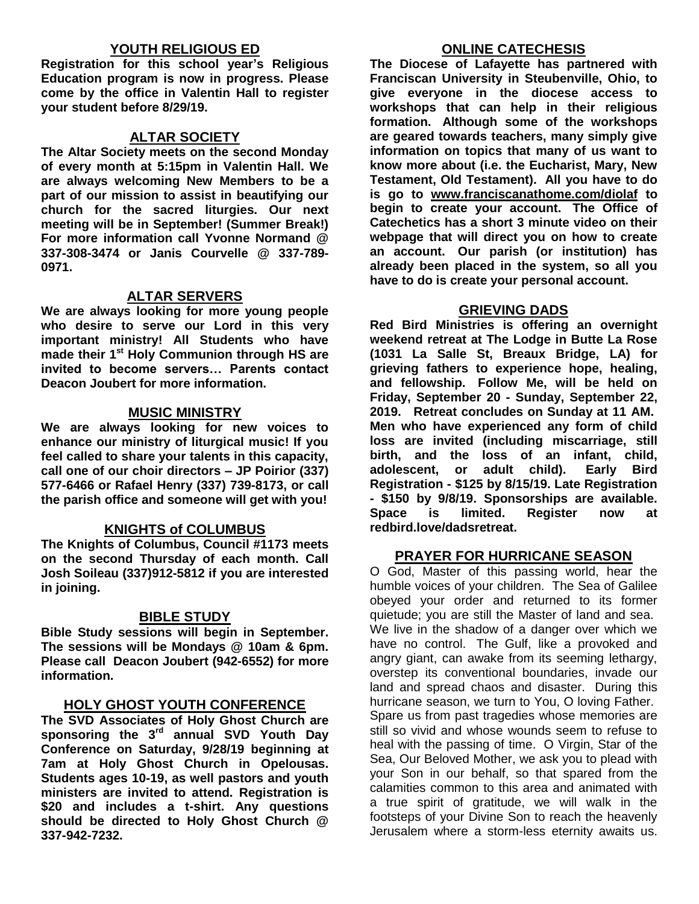## YOUTH RELIGIOUS ED

**Registration for this school year's Religious Education program is now in progress. Please come by the office in Valentin Hall to register your student before 8/29/19.**

## ALTAR SOCIETY

**The Altar Society meets on the second Monday of every month at 5:15pm in Valentin Hall. We are always welcoming New Members to be a part of our mission to assist in beautifying our church for the sacred liturgies. Our next meeting will be in September! (Summer Break!) For more information call Yvonne Normand @ 337-308-3474 or Janis Courvelle @ 337-789-0971.**

## ALTAR SERVERS

**We are always looking for more young people who desire to serve our Lord in this very important ministry! All Students who have made their 1st Holy Communion through HS are invited to become servers… Parents contact Deacon Joubert for more information.**

## MUSIC MINISTRY

**We are always looking for new voices to enhance our ministry of liturgical music! If you feel called to share your talents in this capacity, call one of our choir directors – JP Poirior (337) 577-6466 or Rafael Henry (337) 739-8173, or call the parish office and someone will get with you!**

## KNIGHTS of COLUMBUS

**The Knights of Columbus, Council #1173 meets on the second Thursday of each month. Call Josh Soileau (337)912-5812 if you are interested in joining.**

## BIBLE STUDY

**Bible Study sessions will begin in September. The sessions will be Mondays @ 10am & 6pm. Please call Deacon Joubert (942-6552) for more information.**

## HOLY GHOST YOUTH CONFERENCE

**The SVD Associates of Holy Ghost Church are sponsoring the 3rd annual SVD Youth Day Conference on Saturday, 9/28/19 beginning at 7am at Holy Ghost Church in Opelousas. Students ages 10-19, as well pastors and youth ministers are invited to attend. Registration is $20 and includes a t-shirt. Any questions should be directed to Holy Ghost Church @ 337-942-7232.**

## ONLINE CATECHESIS

**The Diocese of Lafayette has partnered with Franciscan University in Steubenville, Ohio, to give everyone in the diocese access to workshops that can help in their religious formation. Although some of the workshops are geared towards teachers, many simply give information on topics that many of us want to know more about (i.e. the Eucharist, Mary, New Testament, Old Testament). All you have to do is go to www.franciscanathome.com/diolaf to begin to create your account. The Office of Catechetics has a short 3 minute video on their webpage that will direct you on how to create an account. Our parish (or institution) has already been placed in the system, so all you have to do is create your personal account.**

## GRIEVING DADS

**Red Bird Ministries is offering an overnight weekend retreat at The Lodge in Butte La Rose (1031 La Salle St, Breaux Bridge, LA) for grieving fathers to experience hope, healing, and fellowship. Follow Me, will be held on Friday, September 20 - Sunday, September 22, 2019. Retreat concludes on Sunday at 11 AM. Men who have experienced any form of child loss are invited (including miscarriage, still birth, and the loss of an infant, child, adolescent, or adult child). Early Bird Registration - $125 by 8/15/19. Late Registration - $150 by 9/8/19. Sponsorships are available. Space is limited. Register now at redbird.love/dadsretreat.**

## PRAYER FOR HURRICANE SEASON

O God, Master of this passing world, hear the humble voices of your children. The Sea of Galilee obeyed your order and returned to its former quietude; you are still the Master of land and sea. We live in the shadow of a danger over which we have no control. The Gulf, like a provoked and angry giant, can awake from its seeming lethargy, overstep its conventional boundaries, invade our land and spread chaos and disaster. During this hurricane season, we turn to You, O loving Father. Spare us from past tragedies whose memories are still so vivid and whose wounds seem to refuse to heal with the passing of time. O Virgin, Star of the Sea, Our Beloved Mother, we ask you to plead with your Son in our behalf, so that spared from the calamities common to this area and animated with a true spirit of gratitude, we will walk in the footsteps of your Divine Son to reach the heavenly Jerusalem where a storm-less eternity awaits us.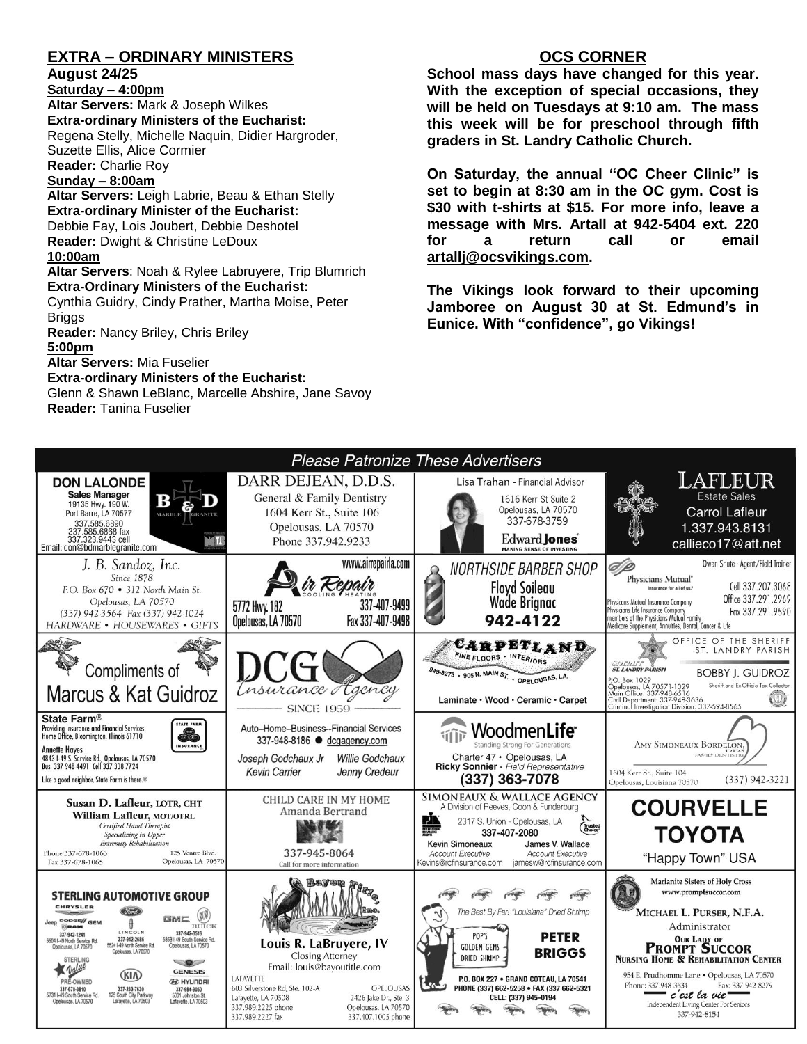## EXTRA – ORDINARY MINISTERS

**August 24/25**

**Saturday – 4:00pm**

**Altar Servers:** Mark & Joseph Wilkes
**Extra-ordinary Ministers of the Eucharist:** Regena Stelly, Michelle Naquin, Didier Hargroder, Suzette Ellis, Alice Cormier
**Reader:** Charlie Roy

**Sunday – 8:00am**

**Altar Servers:** Leigh Labrie, Beau & Ethan Stelly
**Extra-ordinary Minister of the Eucharist:** Debbie Fay, Lois Joubert, Debbie Deshotel
**Reader:** Dwight & Christine LeDoux

**10:00am**

**Altar Servers**: Noah & Rylee Labruyere, Trip Blumrich
**Extra-Ordinary Ministers of the Eucharist:** Cynthia Guidry, Cindy Prather, Martha Moise, Peter Briggs
**Reader:** Nancy Briley, Chris Briley

**5:00pm**

**Altar Servers:** Mia Fuselier
**Extra-ordinary Ministers of the Eucharist:** Glenn & Shawn LeBlanc, Marcelle Abshire, Jane Savoy
**Reader:** Tanina Fuselier

## OCS CORNER

**School mass days have changed for this year. With the exception of special occasions, they will be held on Tuesdays at 9:10 am. The mass this week will be for preschool through fifth graders in St. Landry Catholic Church.**

**On Saturday, the annual "OC Cheer Clinic" is set to begin at 8:30 am in the OC gym. Cost is $30 with t-shirts at $15. For more info, leave a message with Mrs. Artall at 942-5404 ext. 220 for a return call or email artallj@ocsvikings.com.**

**The Vikings look forward to their upcoming Jamboree on August 30 at St. Edmund's in Eunice. With "confidence", go Vikings!**

## *Please Patronize These Advertisers*

**DON LALONDE** Sales Manager, B&D Marble Granite, 19135 Hwy. 190 W. Port Barre, LA 70577, 337.585.6890, 337.585.6868 fax, 337.323.9443 cell, Email: don@bdmarblegranite.com

**DARR DEJEAN, D.D.S.** General & Family Dentistry, 1604 Kerr St., Suite 106, Opelousas, LA 70570, Phone 337.942.9233

**Lisa Trahan** - Financial Advisor, 1616 Kerr St Suite 2, Opelousas, LA 70570, 337-678-3759, Edward Jones – Making Sense of Investing

**LAFLEUR Estate Sales** Carrol Lafleur, 1.337.943.8131, callieco17@att.net

**J. B. Sandoz, Inc.** Since 1878, P.O. Box 670 • 312 North Main St. Opelousas, LA 70570, (337) 942-3564 Fax (337) 942-1024, HARDWARE • HOUSEWARES • GIFTS

**Air Repair** Cooling Heating, www.airrepairla.com, 5772 Hwy. 182, Opelousas, LA 70570, 337-407-9499, Fax 337-407-9498

**NORTHSIDE BARBER SHOP** Floyd Soileau, Wade Brignac, 942-4122

**Physicians Mutual** Insurance for all of us. Owen Shute - Agent/Field Trainer, Cell 337.207.3068, Office 337.291.2969, Fax 337.291.9590. Physicians Mutual Insurance Company, Physicians Life Insurance Company, members of the Physicians Mutual Family. Medicare Supplement, Annuities, Dental, Cancer & Life

**Compliments of Marcus & Kat Guidroz**

**DCG Insurance Agency** Since 1959

**CARPETLAND** Fine Floors • Interiors, 948-8273 • 905 N. Main St. • Opelousas, LA. Laminate • Wood • Ceramic • Carpet

**OFFICE OF THE SHERIFF ST. LANDRY PARISH** BOBBY J. GUIDROZ, Sheriff and Ex-Officio Tax Collector, P.O. Box 1029, Opelousas, LA 70571-1029, Main Office: 337-948-6516, Civil Department: 337-948-3636, Criminal Investigation Division: 337-594-8565

**State Farm®** Providing Insurance and Financial Services, Home Office, Bloomington, Illinois 61710. Annette Hayes, 4843 I-49 S. Service Rd., Opelousas, LA 70570, Bus. 337 948 4491 Cell 337 308 7724. Like a good neighbor, State Farm is there.®

Auto–Home–Business--Financial Services, 337-948-8186 ● dcgagency.com, Joseph Godchaux Jr, Willie Godchaux, Kevin Carrier, Jenny Credeur

**WoodmenLife** Standing Strong For Generations, Charter 47 • Opelousas, LA, Ricky Sonnier - Field Representative, (337) 363-7078

**AMY SIMONEAUX BORDELON, DDS** Family Dentistry, 1604 Kerr St., Suite 104, Opelousas, Louisiana 70570, (337) 942-3221

**Susan D. Lafleur, LOTR, CHT** **William Lafleur, MOT/OTRL** Certified Hand Therapist, Specializing in Upper Extremity Rehabilitation, Phone 337-678-1063, Fax 337-678-1065, 125 Ventre Blvd. Opelousas, LA 70570

**CHILD CARE IN MY HOME** Amanda Bertrand, 337-945-8064, Call for more information

**SIMONEAUX & WALLACE AGENCY** A Division of Reeves, Coon & Funderburg, 2317 S. Union - Opelousas, LA, 337-407-2080, Kevin Simoneaux – Account Executive – Kevins@rcfinsurance.com, James V. Wallace – Account Executive – jamesw@rcfinsurance.com

**COURVELLE TOYOTA** "Happy Town" USA

**STERLING AUTOMOTIVE GROUP** Chrysler, Jeep, Dodge, Ram, GEM, 337-942-1241, 5504 I-49 North Service Rd. Opelousas, LA 70570; Ford, Lincoln, 337-942-2686, 5524 I-49 North Service Rd. Opelousas, LA 70570; GMC, Buick, 337-942-3516, 5853 I-49 South Service Rd. Opelousas, LA 70570; Sterling Value Pre-Owned, 337-678-3810, 5731 I-49 South Service Rd. Opelousas, LA 70570; Kia, 337-233-7630, 125 South City Parkway, Lafayette, LA 70503; Genesis, Hyundai, 337-984-9050, 5001 Johnston St. Lafayette, LA 70503

**Bayou Title, Inc.** Louis R. LaBruyere, IV, Closing Attorney, Email: louis@bayoutitle.com. LAFAYETTE: 603 Silverstone Rd, Ste. 102-A, Lafayette, LA 70508, 337.989.2225 phone, 337.989.2227 fax. OPELOUSAS: 2426 Jake Dr., Ste. 3, Opelousas, LA 70570, 337.407.1005 phone

The Best By Far! "Louisiana" Dried Shrimp. POP'S GOLDEN GEMS DRIED SHRIMP. **PETER BRIGGS**, P.O. BOX 227 • GRAND COTEAU, LA 70541, PHONE (337) 662-5258 • FAX (337) 662-5321, CELL: (337) 945-0194

Marianite Sisters of Holy Cross, www.promptsuccor.com. **MICHAEL L. PURSER, N.F.A.** Administrator, **OUR LADY OF PROMPT SUCCOR** Nursing Home & Rehabilitation Center, 954 E. Prudhomme Lane • Opelousas, LA 70570, Phone: 337-948-3634, Fax: 337-942-8279. c'est la vie – Independent Living Center For Seniors, 337-942-8154